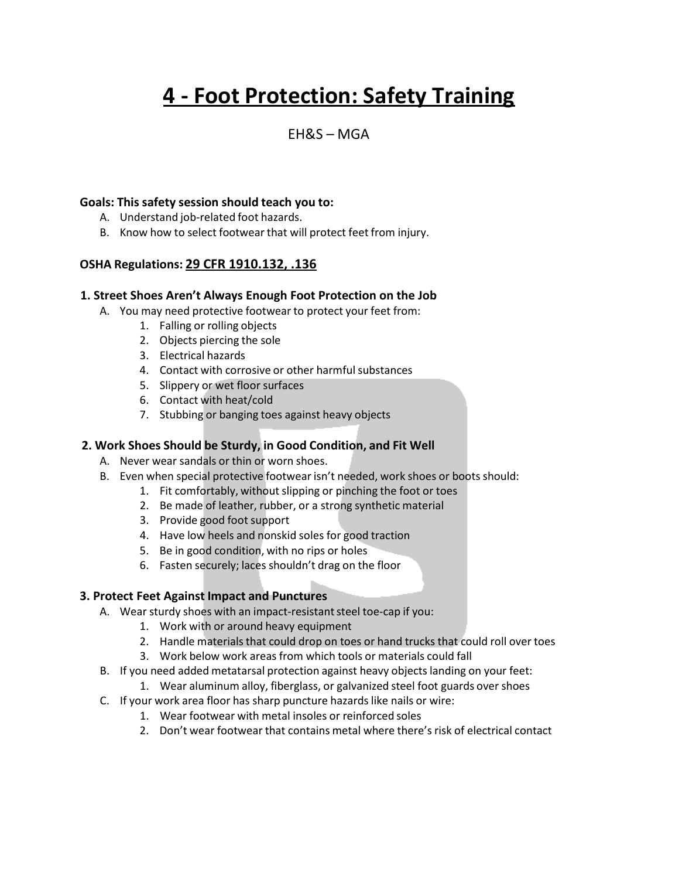# 4 - Foot Protection: Safety Training

EH&S – MGA

**Goals: This safety session should teach you to:**

A. Understand job-related foot hazards.
B. Know how to select footwear that will protect feet from injury.

**OSHA Regulations: 29 CFR 1910.132, .136**

### 1. Street Shoes Aren't Always Enough Foot Protection on the Job

A. You may need protective footwear to protect your feet from:
  1. Falling or rolling objects
  2. Objects piercing the sole
  3. Electrical hazards
  4. Contact with corrosive or other harmful substances
  5. Slippery or wet floor surfaces
  6. Contact with heat/cold
  7. Stubbing or banging toes against heavy objects

### 2. Work Shoes Should be Sturdy, in Good Condition, and Fit Well

A. Never wear sandals or thin or worn shoes.
B. Even when special protective footwear isn't needed, work shoes or boots should:
  1. Fit comfortably, without slipping or pinching the foot or toes
  2. Be made of leather, rubber, or a strong synthetic material
  3. Provide good foot support
  4. Have low heels and nonskid soles for good traction
  5. Be in good condition, with no rips or holes
  6. Fasten securely; laces shouldn't drag on the floor

### 3. Protect Feet Against Impact and Punctures

A. Wear sturdy shoes with an impact-resistant steel toe-cap if you:
  1. Work with or around heavy equipment
  2. Handle materials that could drop on toes or hand trucks that could roll over toes
  3. Work below work areas from which tools or materials could fall
B. If you need added metatarsal protection against heavy objects landing on your feet:
  1. Wear aluminum alloy, fiberglass, or galvanized steel foot guards over shoes
C. If your work area floor has sharp puncture hazards like nails or wire:
  1. Wear footwear with metal insoles or reinforced soles
  2. Don't wear footwear that contains metal where there's risk of electrical contact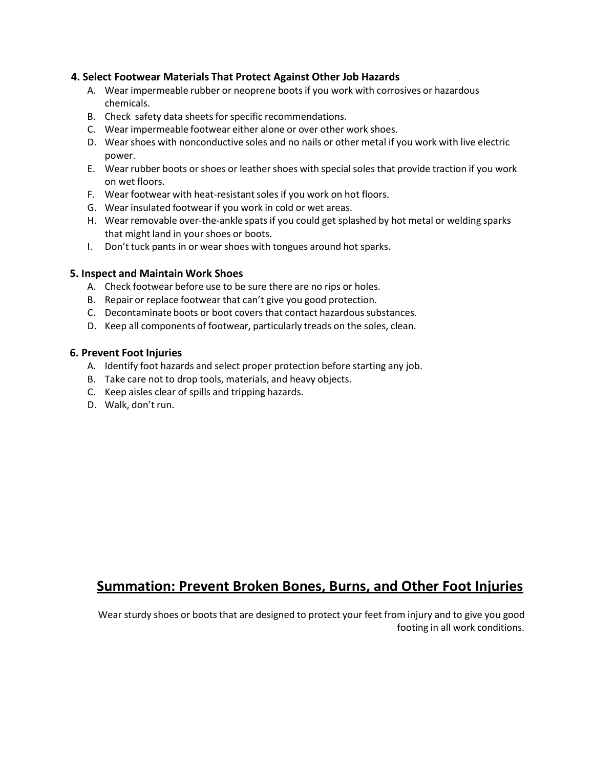### 4. Select Footwear Materials That Protect Against Other Job Hazards

A. Wear impermeable rubber or neoprene boots if you work with corrosives or hazardous chemicals.
B. Check safety data sheets for specific recommendations.
C. Wear impermeable footwear either alone or over other work shoes.
D. Wear shoes with nonconductive soles and no nails or other metal if you work with live electric power.
E. Wear rubber boots or shoes or leather shoes with special soles that provide traction if you work on wet floors.
F. Wear footwear with heat-resistant soles if you work on hot floors.
G. Wear insulated footwear if you work in cold or wet areas.
H. Wear removable over-the-ankle spats if you could get splashed by hot metal or welding sparks that might land in your shoes or boots.
I. Don't tuck pants in or wear shoes with tongues around hot sparks.

### 5. Inspect and Maintain Work Shoes

A. Check footwear before use to be sure there are no rips or holes.
B. Repair or replace footwear that can't give you good protection.
C. Decontaminate boots or boot covers that contact hazardous substances.
D. Keep all components of footwear, particularly treads on the soles, clean.

### 6. Prevent Foot Injuries

A. Identify foot hazards and select proper protection before starting any job.
B. Take care not to drop tools, materials, and heavy objects.
C. Keep aisles clear of spills and tripping hazards.
D. Walk, don't run.

## Summation: Prevent Broken Bones, Burns, and Other Foot Injuries

Wear sturdy shoes or boots that are designed to protect your feet from injury and to give you good footing in all work conditions.